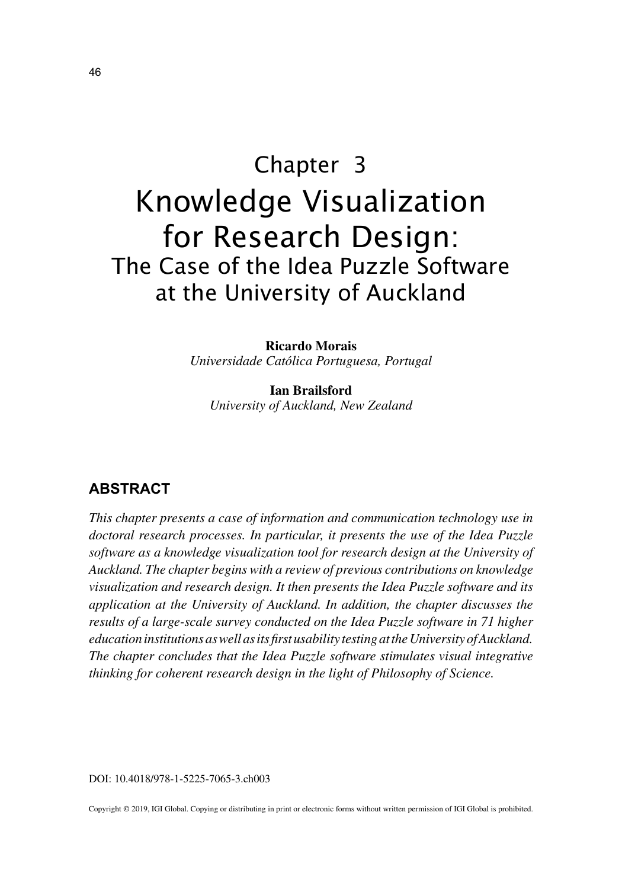# Chapter 3

# Knowledge Visualization for Research Design:

## The Case of the Idea Puzzle Software at the University of Auckland

**Ricardo Morais**
*Universidade Católica Portuguesa, Portugal*

**Ian Brailsford**
*University of Auckland, New Zealand*

## ABSTRACT

*This chapter presents a case of information and communication technology use in doctoral research processes. In particular, it presents the use of the Idea Puzzle software as a knowledge visualization tool for research design at the University of Auckland. The chapter begins with a review of previous contributions on knowledge visualization and research design. It then presents the Idea Puzzle software and its application at the University of Auckland. In addition, the chapter discusses the results of a large-scale survey conducted on the Idea Puzzle software in 71 higher education institutions as well as its first usability testing at the University of Auckland. The chapter concludes that the Idea Puzzle software stimulates visual integrative thinking for coherent research design in the light of Philosophy of Science.*

DOI: 10.4018/978-1-5225-7065-3.ch003

Copyright © 2019, IGI Global. Copying or distributing in print or electronic forms without written permission of IGI Global is prohibited.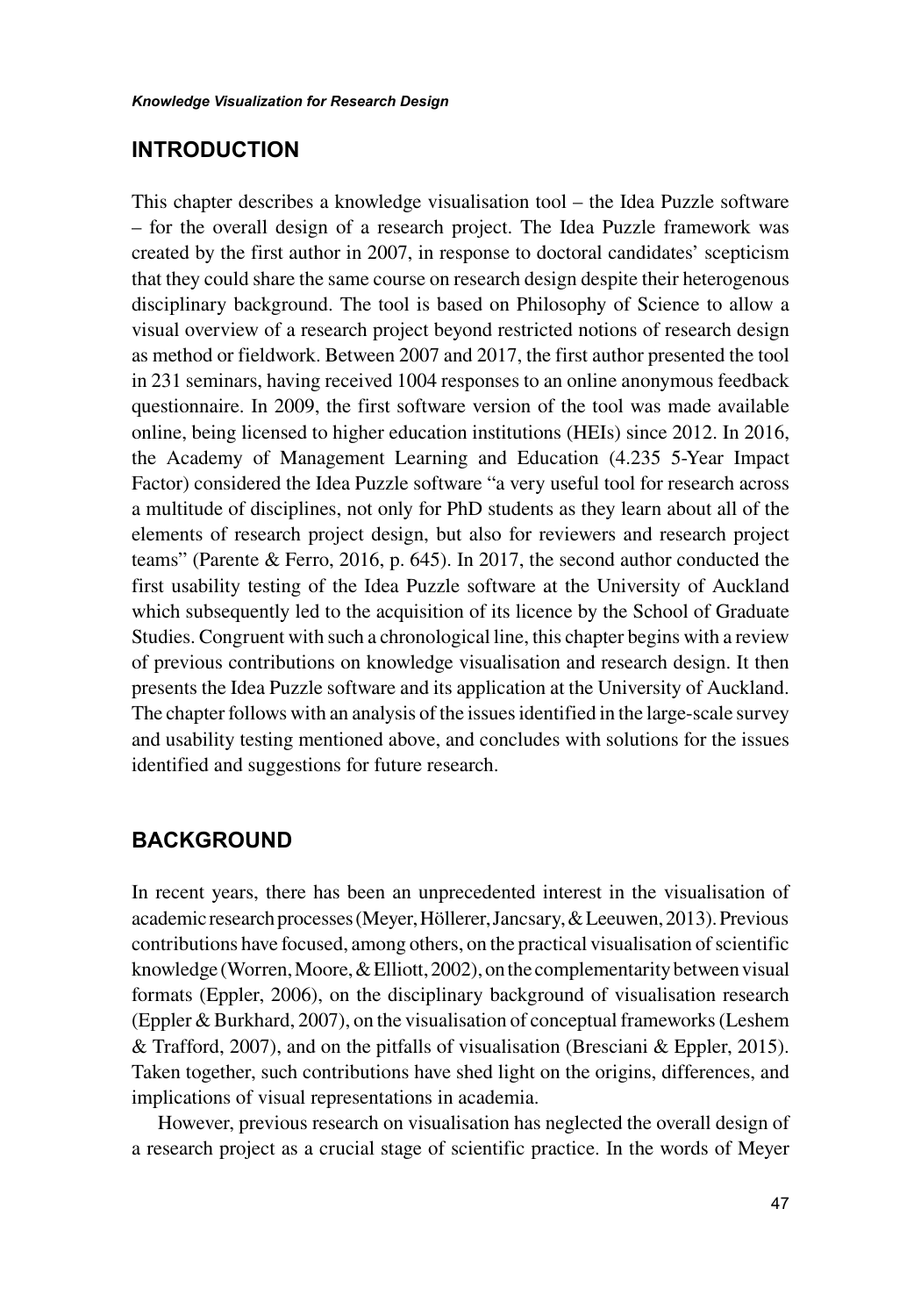## INTRODUCTION

This chapter describes a knowledge visualisation tool – the Idea Puzzle software – for the overall design of a research project. The Idea Puzzle framework was created by the first author in 2007, in response to doctoral candidates' scepticism that they could share the same course on research design despite their heterogenous disciplinary background. The tool is based on Philosophy of Science to allow a visual overview of a research project beyond restricted notions of research design as method or fieldwork. Between 2007 and 2017, the first author presented the tool in 231 seminars, having received 1004 responses to an online anonymous feedback questionnaire. In 2009, the first software version of the tool was made available online, being licensed to higher education institutions (HEIs) since 2012. In 2016, the Academy of Management Learning and Education (4.235 5-Year Impact Factor) considered the Idea Puzzle software "a very useful tool for research across a multitude of disciplines, not only for PhD students as they learn about all of the elements of research project design, but also for reviewers and research project teams" (Parente & Ferro, 2016, p. 645). In 2017, the second author conducted the first usability testing of the Idea Puzzle software at the University of Auckland which subsequently led to the acquisition of its licence by the School of Graduate Studies. Congruent with such a chronological line, this chapter begins with a review of previous contributions on knowledge visualisation and research design. It then presents the Idea Puzzle software and its application at the University of Auckland. The chapter follows with an analysis of the issues identified in the large-scale survey and usability testing mentioned above, and concludes with solutions for the issues identified and suggestions for future research.

## BACKGROUND

In recent years, there has been an unprecedented interest in the visualisation of academic research processes (Meyer, Höllerer, Jancsary, & Leeuwen, 2013). Previous contributions have focused, among others, on the practical visualisation of scientific knowledge (Worren, Moore, & Elliott, 2002), on the complementarity between visual formats (Eppler, 2006), on the disciplinary background of visualisation research (Eppler & Burkhard, 2007), on the visualisation of conceptual frameworks (Leshem & Trafford, 2007), and on the pitfalls of visualisation (Bresciani & Eppler, 2015). Taken together, such contributions have shed light on the origins, differences, and implications of visual representations in academia.

However, previous research on visualisation has neglected the overall design of a research project as a crucial stage of scientific practice. In the words of Meyer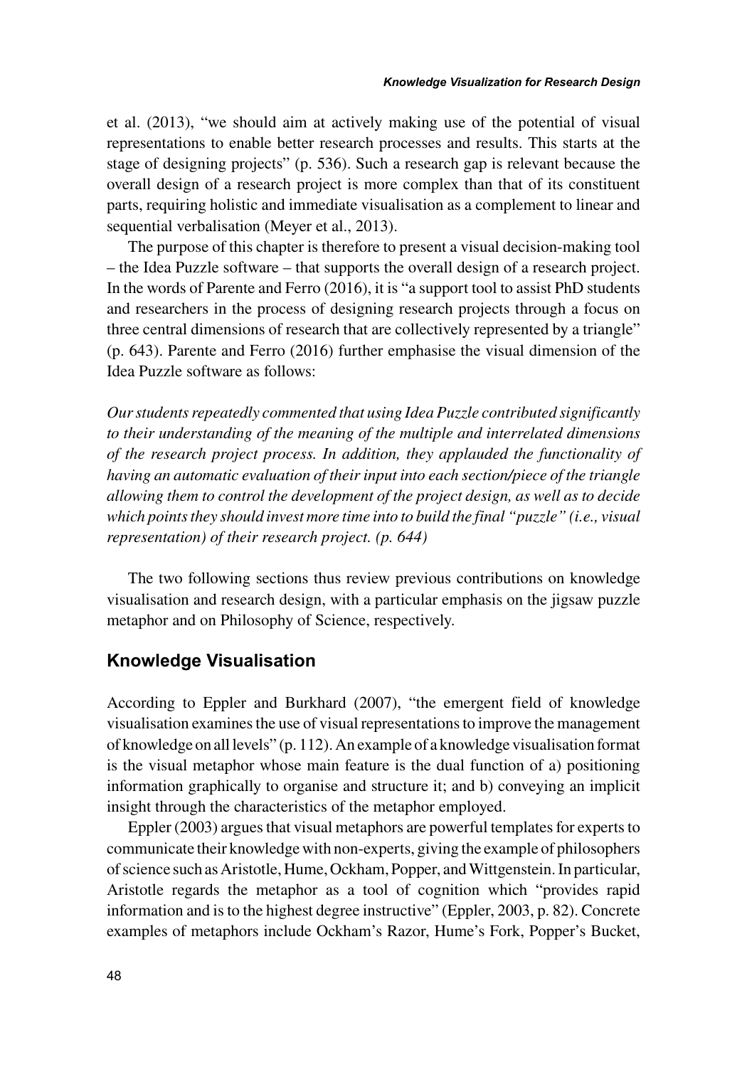et al. (2013), "we should aim at actively making use of the potential of visual representations to enable better research processes and results. This starts at the stage of designing projects" (p. 536). Such a research gap is relevant because the overall design of a research project is more complex than that of its constituent parts, requiring holistic and immediate visualisation as a complement to linear and sequential verbalisation (Meyer et al., 2013).

The purpose of this chapter is therefore to present a visual decision-making tool – the Idea Puzzle software – that supports the overall design of a research project. In the words of Parente and Ferro (2016), it is "a support tool to assist PhD students and researchers in the process of designing research projects through a focus on three central dimensions of research that are collectively represented by a triangle" (p. 643). Parente and Ferro (2016) further emphasise the visual dimension of the Idea Puzzle software as follows:

*Our students repeatedly commented that using Idea Puzzle contributed significantly to their understanding of the meaning of the multiple and interrelated dimensions of the research project process. In addition, they applauded the functionality of having an automatic evaluation of their input into each section/piece of the triangle allowing them to control the development of the project design, as well as to decide which points they should invest more time into to build the final "puzzle" (i.e., visual representation) of their research project. (p. 644)*

The two following sections thus review previous contributions on knowledge visualisation and research design, with a particular emphasis on the jigsaw puzzle metaphor and on Philosophy of Science, respectively.

## Knowledge Visualisation

According to Eppler and Burkhard (2007), "the emergent field of knowledge visualisation examines the use of visual representations to improve the management of knowledge on all levels" (p. 112). An example of a knowledge visualisation format is the visual metaphor whose main feature is the dual function of a) positioning information graphically to organise and structure it; and b) conveying an implicit insight through the characteristics of the metaphor employed.

Eppler (2003) argues that visual metaphors are powerful templates for experts to communicate their knowledge with non-experts, giving the example of philosophers of science such as Aristotle, Hume, Ockham, Popper, and Wittgenstein. In particular, Aristotle regards the metaphor as a tool of cognition which "provides rapid information and is to the highest degree instructive" (Eppler, 2003, p. 82). Concrete examples of metaphors include Ockham's Razor, Hume's Fork, Popper's Bucket,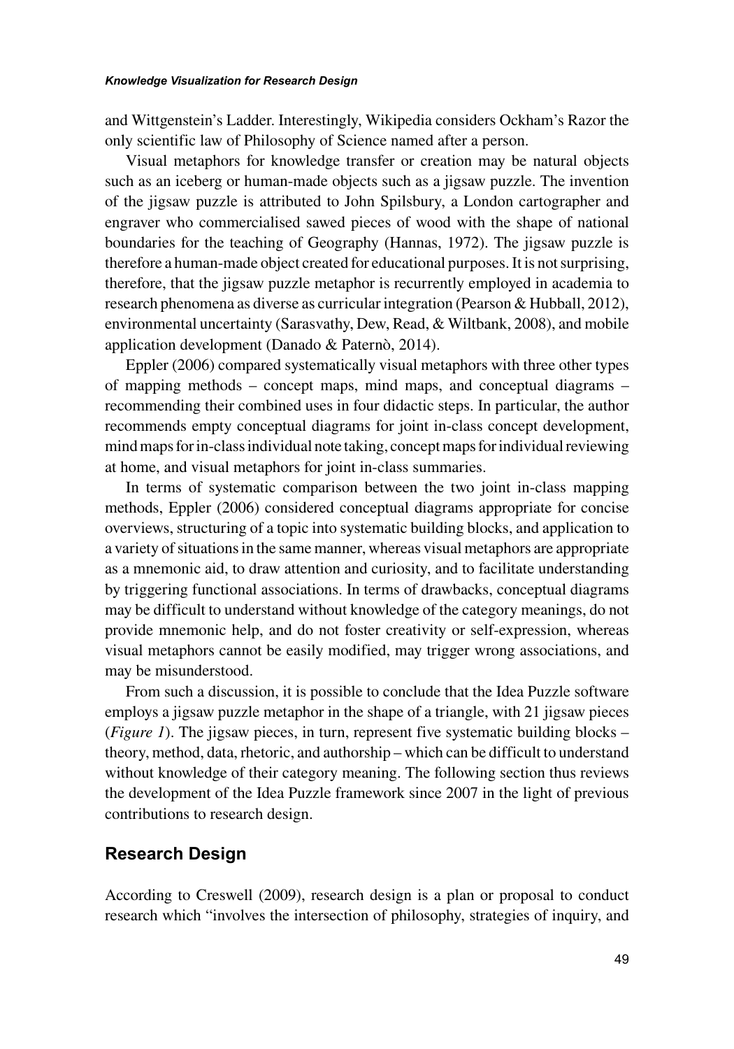and Wittgenstein's Ladder. Interestingly, Wikipedia considers Ockham's Razor the only scientific law of Philosophy of Science named after a person.

Visual metaphors for knowledge transfer or creation may be natural objects such as an iceberg or human-made objects such as a jigsaw puzzle. The invention of the jigsaw puzzle is attributed to John Spilsbury, a London cartographer and engraver who commercialised sawed pieces of wood with the shape of national boundaries for the teaching of Geography (Hannas, 1972). The jigsaw puzzle is therefore a human-made object created for educational purposes. It is not surprising, therefore, that the jigsaw puzzle metaphor is recurrently employed in academia to research phenomena as diverse as curricular integration (Pearson & Hubball, 2012), environmental uncertainty (Sarasvathy, Dew, Read, & Wiltbank, 2008), and mobile application development (Danado & Paternò, 2014).

Eppler (2006) compared systematically visual metaphors with three other types of mapping methods – concept maps, mind maps, and conceptual diagrams – recommending their combined uses in four didactic steps. In particular, the author recommends empty conceptual diagrams for joint in-class concept development, mind maps for in-class individual note taking, concept maps for individual reviewing at home, and visual metaphors for joint in-class summaries.

In terms of systematic comparison between the two joint in-class mapping methods, Eppler (2006) considered conceptual diagrams appropriate for concise overviews, structuring of a topic into systematic building blocks, and application to a variety of situations in the same manner, whereas visual metaphors are appropriate as a mnemonic aid, to draw attention and curiosity, and to facilitate understanding by triggering functional associations. In terms of drawbacks, conceptual diagrams may be difficult to understand without knowledge of the category meanings, do not provide mnemonic help, and do not foster creativity or self-expression, whereas visual metaphors cannot be easily modified, may trigger wrong associations, and may be misunderstood.

From such a discussion, it is possible to conclude that the Idea Puzzle software employs a jigsaw puzzle metaphor in the shape of a triangle, with 21 jigsaw pieces (*Figure 1*). The jigsaw pieces, in turn, represent five systematic building blocks – theory, method, data, rhetoric, and authorship – which can be difficult to understand without knowledge of their category meaning. The following section thus reviews the development of the Idea Puzzle framework since 2007 in the light of previous contributions to research design.

## Research Design

According to Creswell (2009), research design is a plan or proposal to conduct research which "involves the intersection of philosophy, strategies of inquiry, and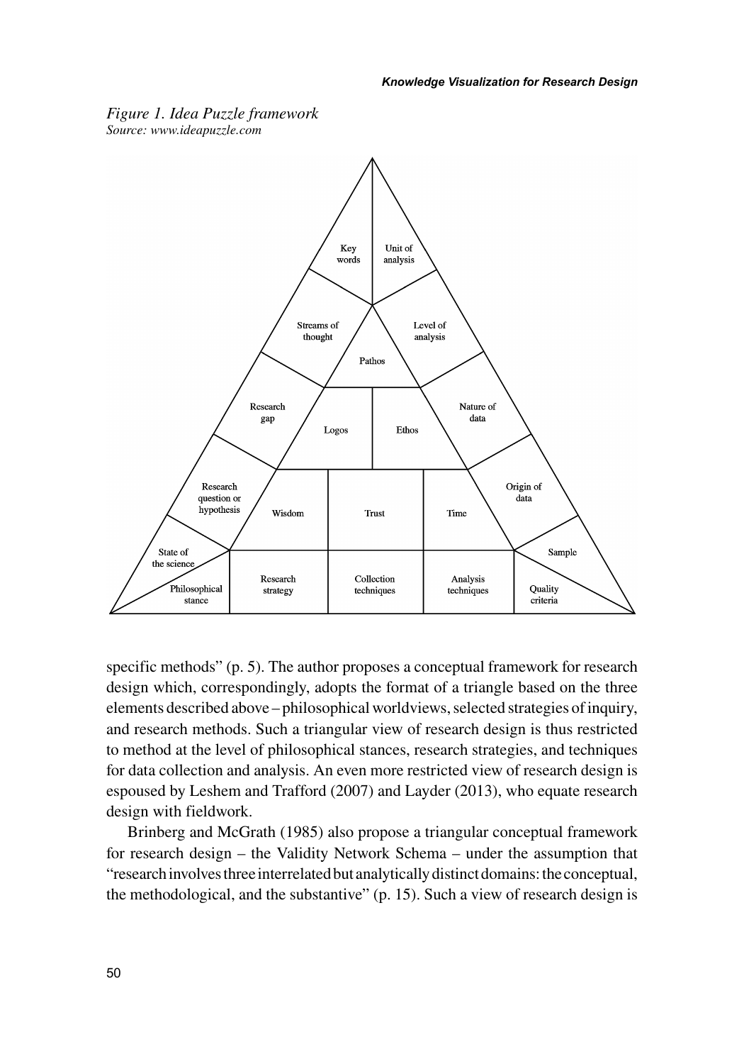*Figure 1. Idea Puzzle framework*
*Source: www.ideapuzzle.com*

specific methods" (p. 5). The author proposes a conceptual framework for research design which, correspondingly, adopts the format of a triangle based on the three elements described above – philosophical worldviews, selected strategies of inquiry, and research methods. Such a triangular view of research design is thus restricted to method at the level of philosophical stances, research strategies, and techniques for data collection and analysis. An even more restricted view of research design is espoused by Leshem and Trafford (2007) and Layder (2013), who equate research design with fieldwork.

Brinberg and McGrath (1985) also propose a triangular conceptual framework for research design – the Validity Network Schema – under the assumption that "research involves three interrelated but analytically distinct domains: the conceptual, the methodological, and the substantive" (p. 15). Such a view of research design is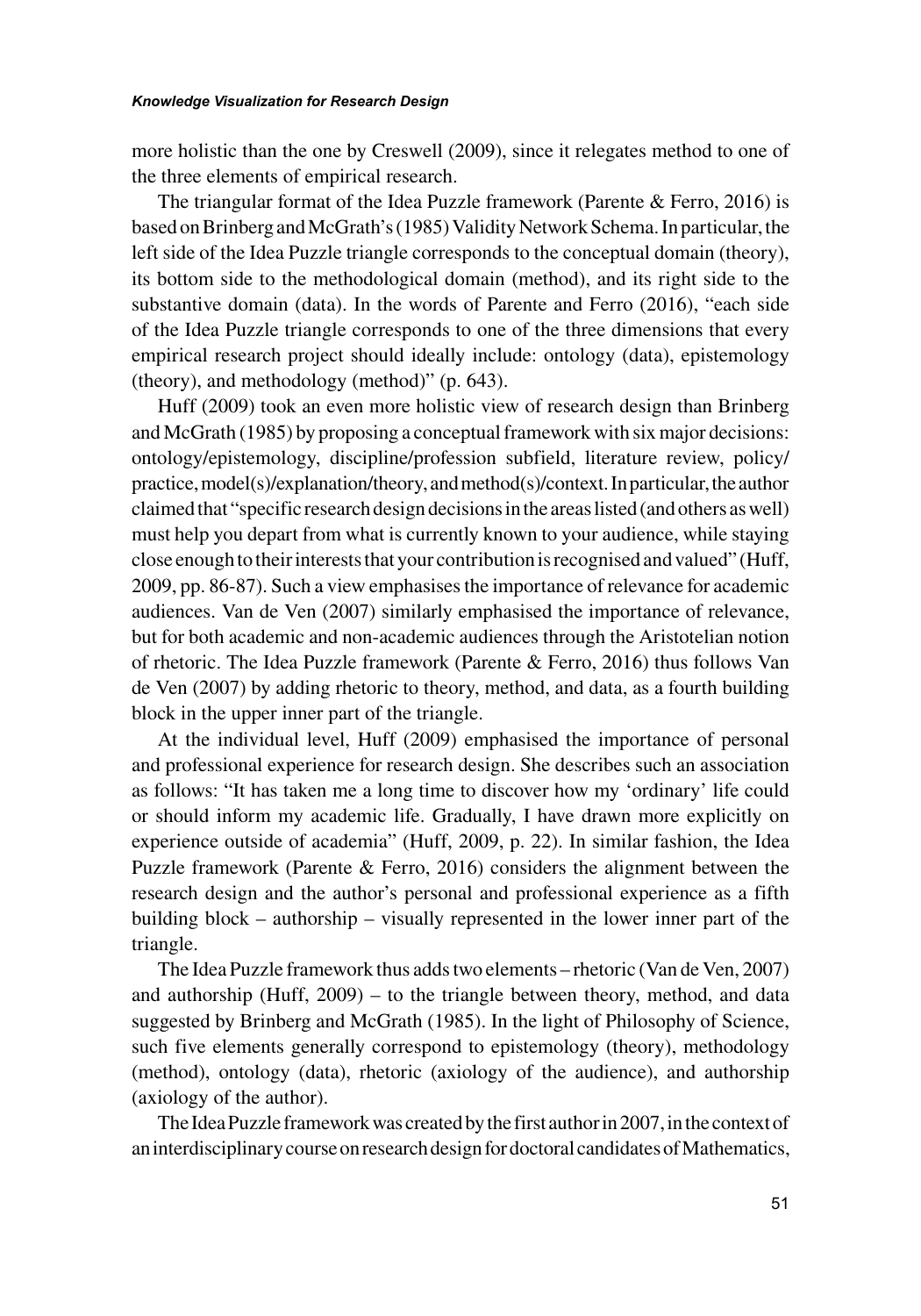more holistic than the one by Creswell (2009), since it relegates method to one of the three elements of empirical research.

The triangular format of the Idea Puzzle framework (Parente & Ferro, 2016) is based on Brinberg and McGrath's (1985) Validity Network Schema. In particular, the left side of the Idea Puzzle triangle corresponds to the conceptual domain (theory), its bottom side to the methodological domain (method), and its right side to the substantive domain (data). In the words of Parente and Ferro (2016), "each side of the Idea Puzzle triangle corresponds to one of the three dimensions that every empirical research project should ideally include: ontology (data), epistemology (theory), and methodology (method)" (p. 643).

Huff (2009) took an even more holistic view of research design than Brinberg and McGrath (1985) by proposing a conceptual framework with six major decisions: ontology/epistemology, discipline/profession subfield, literature review, policy/practice, model(s)/explanation/theory, and method(s)/context. In particular, the author claimed that "specific research design decisions in the areas listed (and others as well) must help you depart from what is currently known to your audience, while staying close enough to their interests that your contribution is recognised and valued" (Huff, 2009, pp. 86-87). Such a view emphasises the importance of relevance for academic audiences. Van de Ven (2007) similarly emphasised the importance of relevance, but for both academic and non-academic audiences through the Aristotelian notion of rhetoric. The Idea Puzzle framework (Parente & Ferro, 2016) thus follows Van de Ven (2007) by adding rhetoric to theory, method, and data, as a fourth building block in the upper inner part of the triangle.

At the individual level, Huff (2009) emphasised the importance of personal and professional experience for research design. She describes such an association as follows: "It has taken me a long time to discover how my 'ordinary' life could or should inform my academic life. Gradually, I have drawn more explicitly on experience outside of academia" (Huff, 2009, p. 22). In similar fashion, the Idea Puzzle framework (Parente & Ferro, 2016) considers the alignment between the research design and the author's personal and professional experience as a fifth building block – authorship – visually represented in the lower inner part of the triangle.

The Idea Puzzle framework thus adds two elements – rhetoric (Van de Ven, 2007) and authorship (Huff, 2009) – to the triangle between theory, method, and data suggested by Brinberg and McGrath (1985). In the light of Philosophy of Science, such five elements generally correspond to epistemology (theory), methodology (method), ontology (data), rhetoric (axiology of the audience), and authorship (axiology of the author).

The Idea Puzzle framework was created by the first author in 2007, in the context of an interdisciplinary course on research design for doctoral candidates of Mathematics,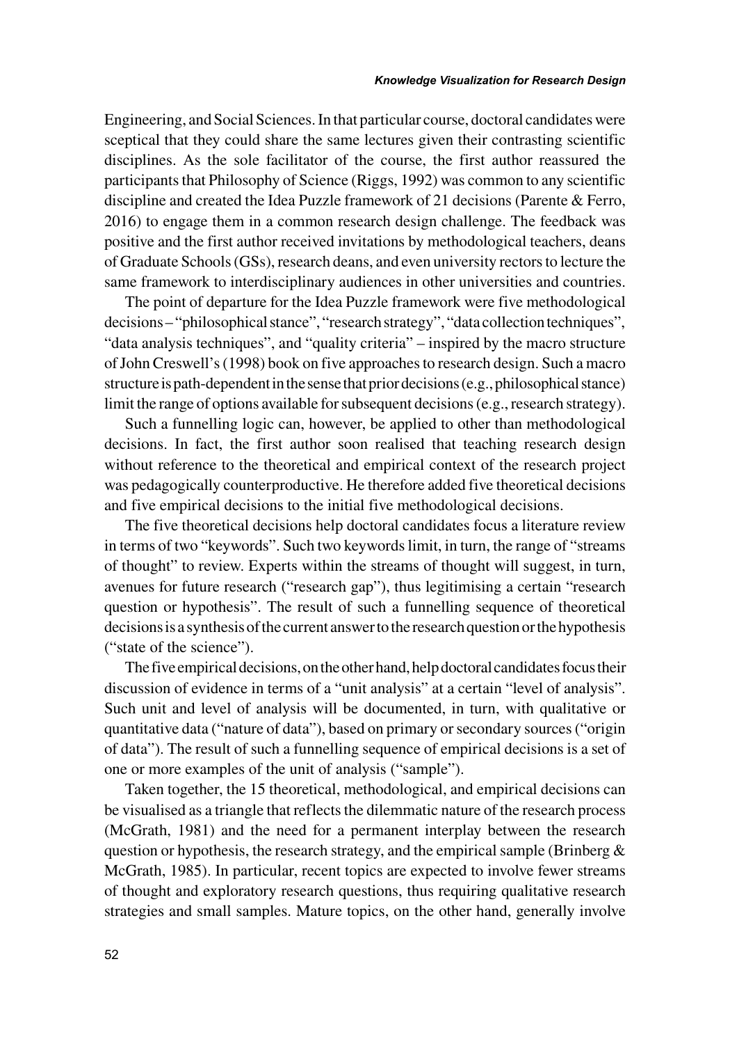Engineering, and Social Sciences. In that particular course, doctoral candidates were sceptical that they could share the same lectures given their contrasting scientific disciplines. As the sole facilitator of the course, the first author reassured the participants that Philosophy of Science (Riggs, 1992) was common to any scientific discipline and created the Idea Puzzle framework of 21 decisions (Parente & Ferro, 2016) to engage them in a common research design challenge. The feedback was positive and the first author received invitations by methodological teachers, deans of Graduate Schools (GSs), research deans, and even university rectors to lecture the same framework to interdisciplinary audiences in other universities and countries.

The point of departure for the Idea Puzzle framework were five methodological decisions – "philosophical stance", "research strategy", "data collection techniques", "data analysis techniques", and "quality criteria" – inspired by the macro structure of John Creswell's (1998) book on five approaches to research design. Such a macro structure is path-dependent in the sense that prior decisions (e.g., philosophical stance) limit the range of options available for subsequent decisions (e.g., research strategy).

Such a funnelling logic can, however, be applied to other than methodological decisions. In fact, the first author soon realised that teaching research design without reference to the theoretical and empirical context of the research project was pedagogically counterproductive. He therefore added five theoretical decisions and five empirical decisions to the initial five methodological decisions.

The five theoretical decisions help doctoral candidates focus a literature review in terms of two "keywords". Such two keywords limit, in turn, the range of "streams of thought" to review. Experts within the streams of thought will suggest, in turn, avenues for future research ("research gap"), thus legitimising a certain "research question or hypothesis". The result of such a funnelling sequence of theoretical decisions is a synthesis of the current answer to the research question or the hypothesis ("state of the science").

The five empirical decisions, on the other hand, help doctoral candidates focus their discussion of evidence in terms of a "unit analysis" at a certain "level of analysis". Such unit and level of analysis will be documented, in turn, with qualitative or quantitative data ("nature of data"), based on primary or secondary sources ("origin of data"). The result of such a funnelling sequence of empirical decisions is a set of one or more examples of the unit of analysis ("sample").

Taken together, the 15 theoretical, methodological, and empirical decisions can be visualised as a triangle that reflects the dilemmatic nature of the research process (McGrath, 1981) and the need for a permanent interplay between the research question or hypothesis, the research strategy, and the empirical sample (Brinberg & McGrath, 1985). In particular, recent topics are expected to involve fewer streams of thought and exploratory research questions, thus requiring qualitative research strategies and small samples. Mature topics, on the other hand, generally involve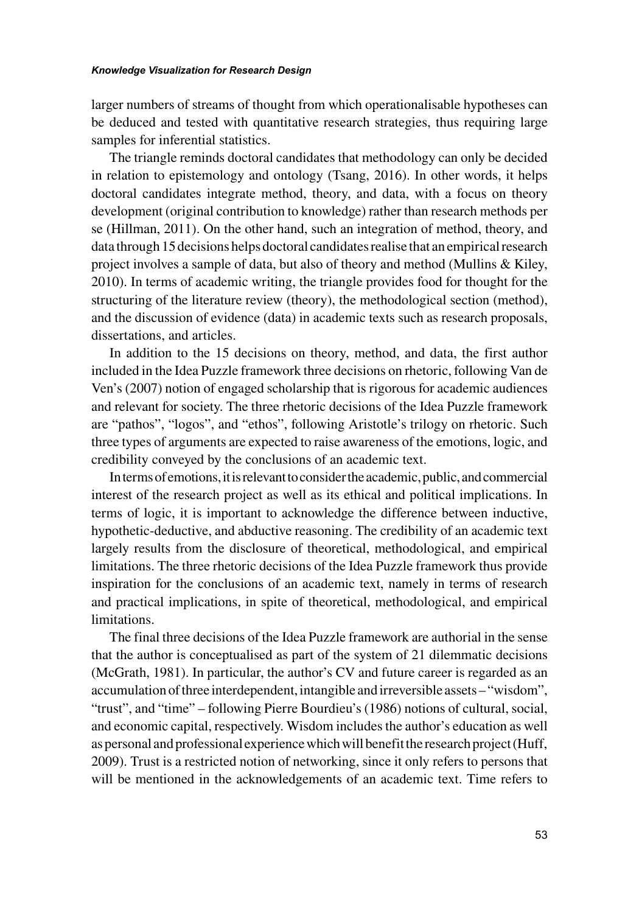larger numbers of streams of thought from which operationalisable hypotheses can be deduced and tested with quantitative research strategies, thus requiring large samples for inferential statistics.

The triangle reminds doctoral candidates that methodology can only be decided in relation to epistemology and ontology (Tsang, 2016). In other words, it helps doctoral candidates integrate method, theory, and data, with a focus on theory development (original contribution to knowledge) rather than research methods per se (Hillman, 2011). On the other hand, such an integration of method, theory, and data through 15 decisions helps doctoral candidates realise that an empirical research project involves a sample of data, but also of theory and method (Mullins & Kiley, 2010). In terms of academic writing, the triangle provides food for thought for the structuring of the literature review (theory), the methodological section (method), and the discussion of evidence (data) in academic texts such as research proposals, dissertations, and articles.

In addition to the 15 decisions on theory, method, and data, the first author included in the Idea Puzzle framework three decisions on rhetoric, following Van de Ven's (2007) notion of engaged scholarship that is rigorous for academic audiences and relevant for society. The three rhetoric decisions of the Idea Puzzle framework are "pathos", "logos", and "ethos", following Aristotle's trilogy on rhetoric. Such three types of arguments are expected to raise awareness of the emotions, logic, and credibility conveyed by the conclusions of an academic text.

In terms of emotions, it is relevant to consider the academic, public, and commercial interest of the research project as well as its ethical and political implications. In terms of logic, it is important to acknowledge the difference between inductive, hypothetic-deductive, and abductive reasoning. The credibility of an academic text largely results from the disclosure of theoretical, methodological, and empirical limitations. The three rhetoric decisions of the Idea Puzzle framework thus provide inspiration for the conclusions of an academic text, namely in terms of research and practical implications, in spite of theoretical, methodological, and empirical limitations.

The final three decisions of the Idea Puzzle framework are authorial in the sense that the author is conceptualised as part of the system of 21 dilemmatic decisions (McGrath, 1981). In particular, the author's CV and future career is regarded as an accumulation of three interdependent, intangible and irreversible assets – "wisdom", "trust", and "time" – following Pierre Bourdieu's (1986) notions of cultural, social, and economic capital, respectively. Wisdom includes the author's education as well as personal and professional experience which will benefit the research project (Huff, 2009). Trust is a restricted notion of networking, since it only refers to persons that will be mentioned in the acknowledgements of an academic text. Time refers to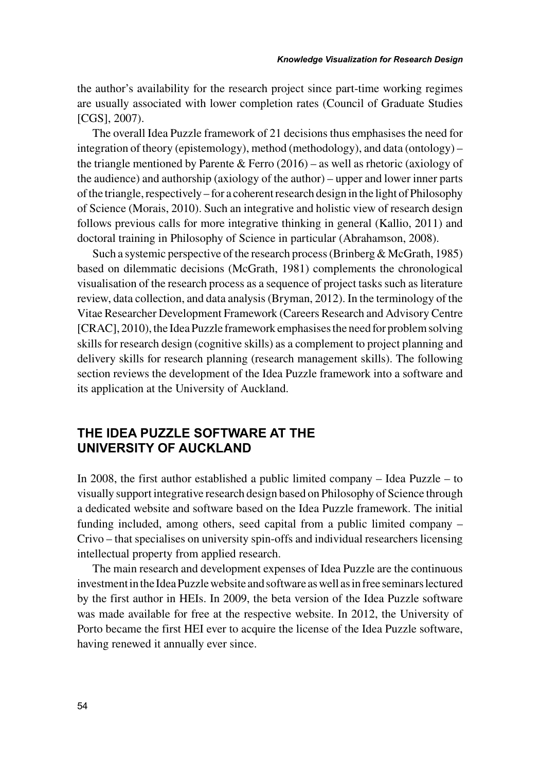the author's availability for the research project since part-time working regimes are usually associated with lower completion rates (Council of Graduate Studies [CGS], 2007).

The overall Idea Puzzle framework of 21 decisions thus emphasises the need for integration of theory (epistemology), method (methodology), and data (ontology) – the triangle mentioned by Parente & Ferro (2016) – as well as rhetoric (axiology of the audience) and authorship (axiology of the author) – upper and lower inner parts of the triangle, respectively – for a coherent research design in the light of Philosophy of Science (Morais, 2010). Such an integrative and holistic view of research design follows previous calls for more integrative thinking in general (Kallio, 2011) and doctoral training in Philosophy of Science in particular (Abrahamson, 2008).

Such a systemic perspective of the research process (Brinberg & McGrath, 1985) based on dilemmatic decisions (McGrath, 1981) complements the chronological visualisation of the research process as a sequence of project tasks such as literature review, data collection, and data analysis (Bryman, 2012). In the terminology of the Vitae Researcher Development Framework (Careers Research and Advisory Centre [CRAC], 2010), the Idea Puzzle framework emphasises the need for problem solving skills for research design (cognitive skills) as a complement to project planning and delivery skills for research planning (research management skills). The following section reviews the development of the Idea Puzzle framework into a software and its application at the University of Auckland.

## THE IDEA PUZZLE SOFTWARE AT THE UNIVERSITY OF AUCKLAND

In 2008, the first author established a public limited company – Idea Puzzle – to visually support integrative research design based on Philosophy of Science through a dedicated website and software based on the Idea Puzzle framework. The initial funding included, among others, seed capital from a public limited company – Crivo – that specialises on university spin-offs and individual researchers licensing intellectual property from applied research.

The main research and development expenses of Idea Puzzle are the continuous investment in the Idea Puzzle website and software as well as in free seminars lectured by the first author in HEIs. In 2009, the beta version of the Idea Puzzle software was made available for free at the respective website. In 2012, the University of Porto became the first HEI ever to acquire the license of the Idea Puzzle software, having renewed it annually ever since.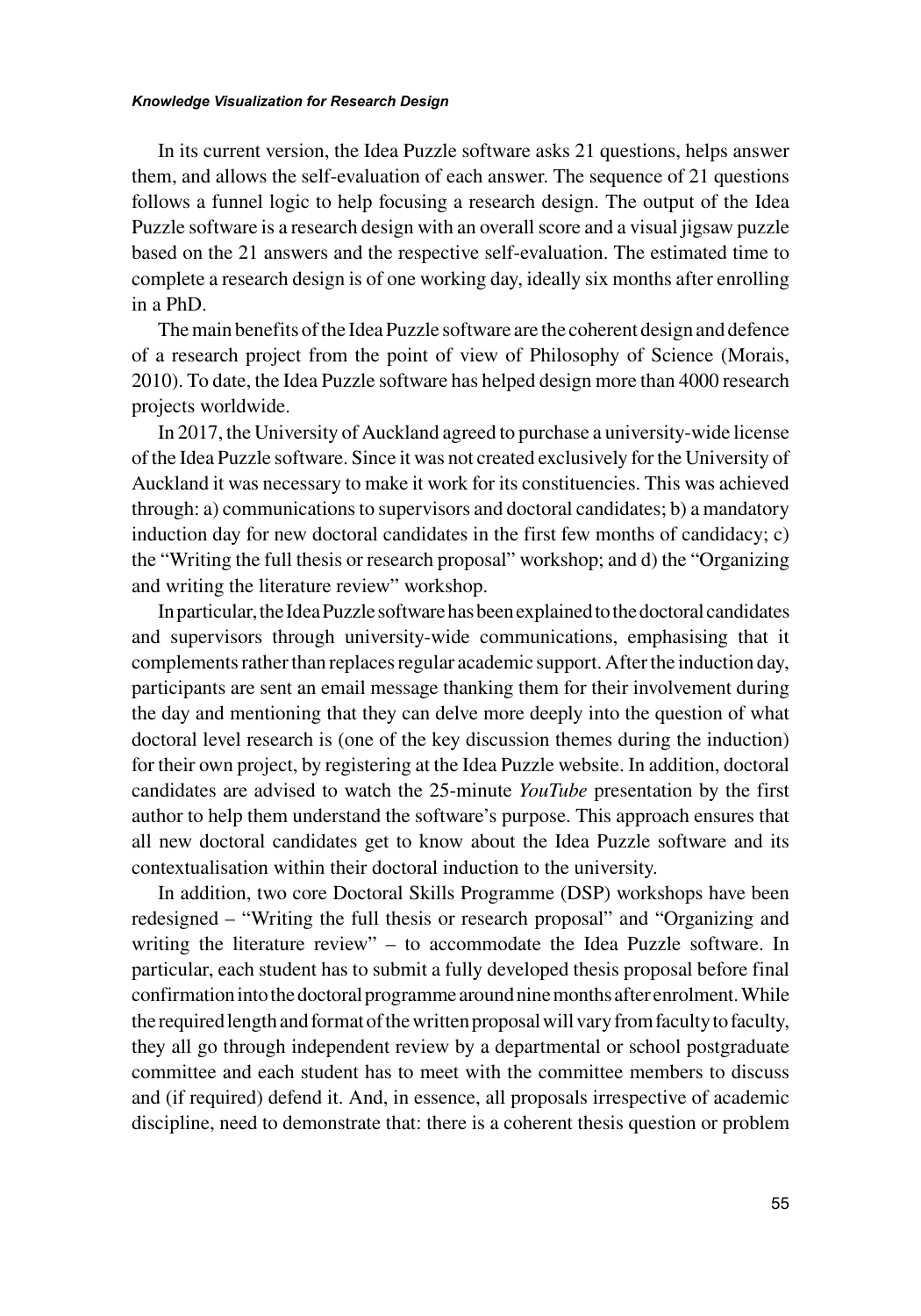In its current version, the Idea Puzzle software asks 21 questions, helps answer them, and allows the self-evaluation of each answer. The sequence of 21 questions follows a funnel logic to help focusing a research design. The output of the Idea Puzzle software is a research design with an overall score and a visual jigsaw puzzle based on the 21 answers and the respective self-evaluation. The estimated time to complete a research design is of one working day, ideally six months after enrolling in a PhD.

The main benefits of the Idea Puzzle software are the coherent design and defence of a research project from the point of view of Philosophy of Science (Morais, 2010). To date, the Idea Puzzle software has helped design more than 4000 research projects worldwide.

In 2017, the University of Auckland agreed to purchase a university-wide license of the Idea Puzzle software. Since it was not created exclusively for the University of Auckland it was necessary to make it work for its constituencies. This was achieved through: a) communications to supervisors and doctoral candidates; b) a mandatory induction day for new doctoral candidates in the first few months of candidacy; c) the "Writing the full thesis or research proposal" workshop; and d) the "Organizing and writing the literature review" workshop.

In particular, the Idea Puzzle software has been explained to the doctoral candidates and supervisors through university-wide communications, emphasising that it complements rather than replaces regular academic support. After the induction day, participants are sent an email message thanking them for their involvement during the day and mentioning that they can delve more deeply into the question of what doctoral level research is (one of the key discussion themes during the induction) for their own project, by registering at the Idea Puzzle website. In addition, doctoral candidates are advised to watch the 25-minute *YouTube* presentation by the first author to help them understand the software's purpose. This approach ensures that all new doctoral candidates get to know about the Idea Puzzle software and its contextualisation within their doctoral induction to the university.

In addition, two core Doctoral Skills Programme (DSP) workshops have been redesigned – "Writing the full thesis or research proposal" and "Organizing and writing the literature review" – to accommodate the Idea Puzzle software. In particular, each student has to submit a fully developed thesis proposal before final confirmation into the doctoral programme around nine months after enrolment. While the required length and format of the written proposal will vary from faculty to faculty, they all go through independent review by a departmental or school postgraduate committee and each student has to meet with the committee members to discuss and (if required) defend it. And, in essence, all proposals irrespective of academic discipline, need to demonstrate that: there is a coherent thesis question or problem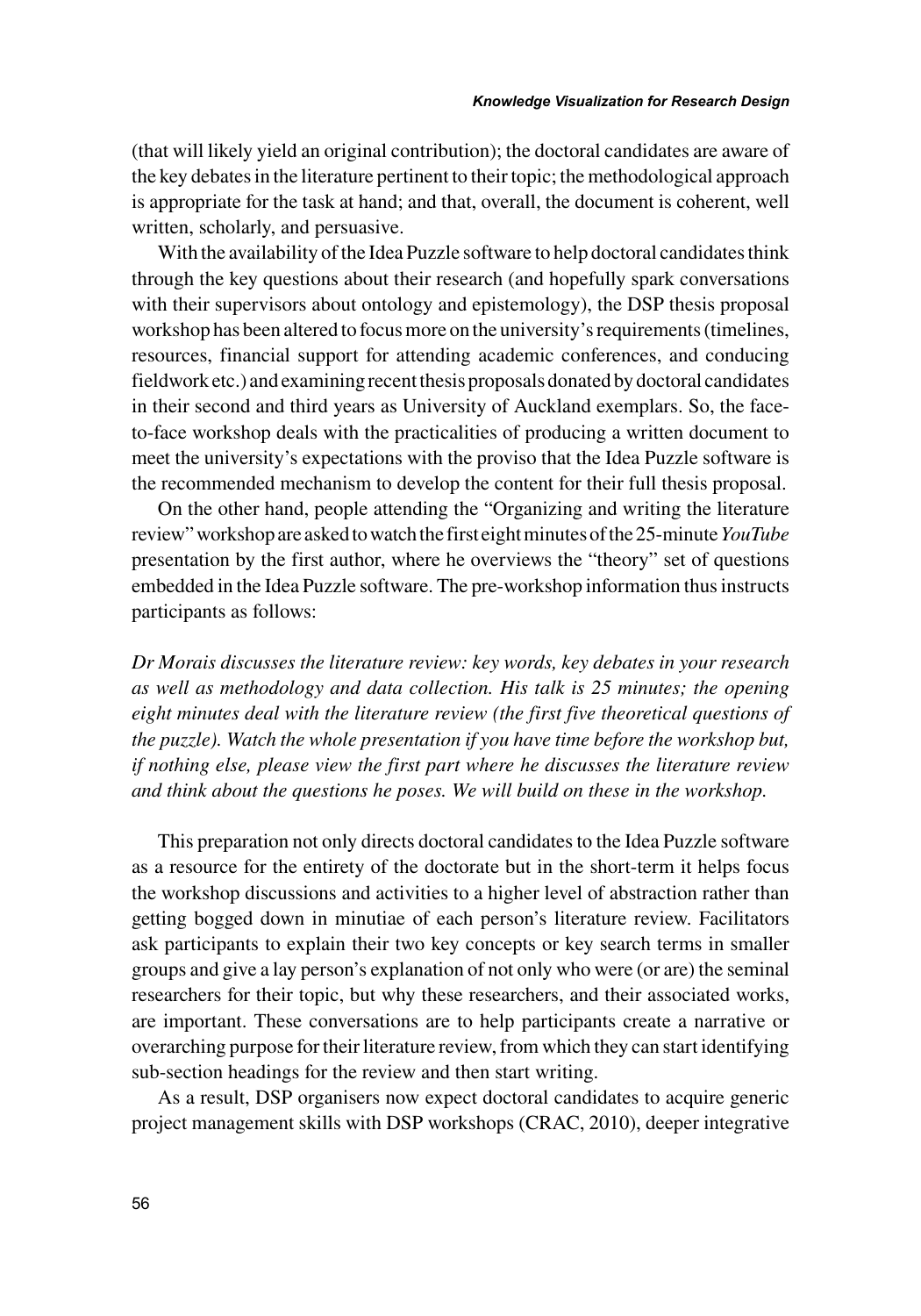(that will likely yield an original contribution); the doctoral candidates are aware of the key debates in the literature pertinent to their topic; the methodological approach is appropriate for the task at hand; and that, overall, the document is coherent, well written, scholarly, and persuasive.

With the availability of the Idea Puzzle software to help doctoral candidates think through the key questions about their research (and hopefully spark conversations with their supervisors about ontology and epistemology), the DSP thesis proposal workshop has been altered to focus more on the university's requirements (timelines, resources, financial support for attending academic conferences, and conducing fieldwork etc.) and examining recent thesis proposals donated by doctoral candidates in their second and third years as University of Auckland exemplars. So, the face-to-face workshop deals with the practicalities of producing a written document to meet the university's expectations with the proviso that the Idea Puzzle software is the recommended mechanism to develop the content for their full thesis proposal.

On the other hand, people attending the "Organizing and writing the literature review" workshop are asked to watch the first eight minutes of the 25-minute *YouTube* presentation by the first author, where he overviews the "theory" set of questions embedded in the Idea Puzzle software. The pre-workshop information thus instructs participants as follows:

*Dr Morais discusses the literature review: key words, key debates in your research as well as methodology and data collection. His talk is 25 minutes; the opening eight minutes deal with the literature review (the first five theoretical questions of the puzzle). Watch the whole presentation if you have time before the workshop but, if nothing else, please view the first part where he discusses the literature review and think about the questions he poses. We will build on these in the workshop.*

This preparation not only directs doctoral candidates to the Idea Puzzle software as a resource for the entirety of the doctorate but in the short-term it helps focus the workshop discussions and activities to a higher level of abstraction rather than getting bogged down in minutiae of each person's literature review. Facilitators ask participants to explain their two key concepts or key search terms in smaller groups and give a lay person's explanation of not only who were (or are) the seminal researchers for their topic, but why these researchers, and their associated works, are important. These conversations are to help participants create a narrative or overarching purpose for their literature review, from which they can start identifying sub-section headings for the review and then start writing.

As a result, DSP organisers now expect doctoral candidates to acquire generic project management skills with DSP workshops (CRAC, 2010), deeper integrative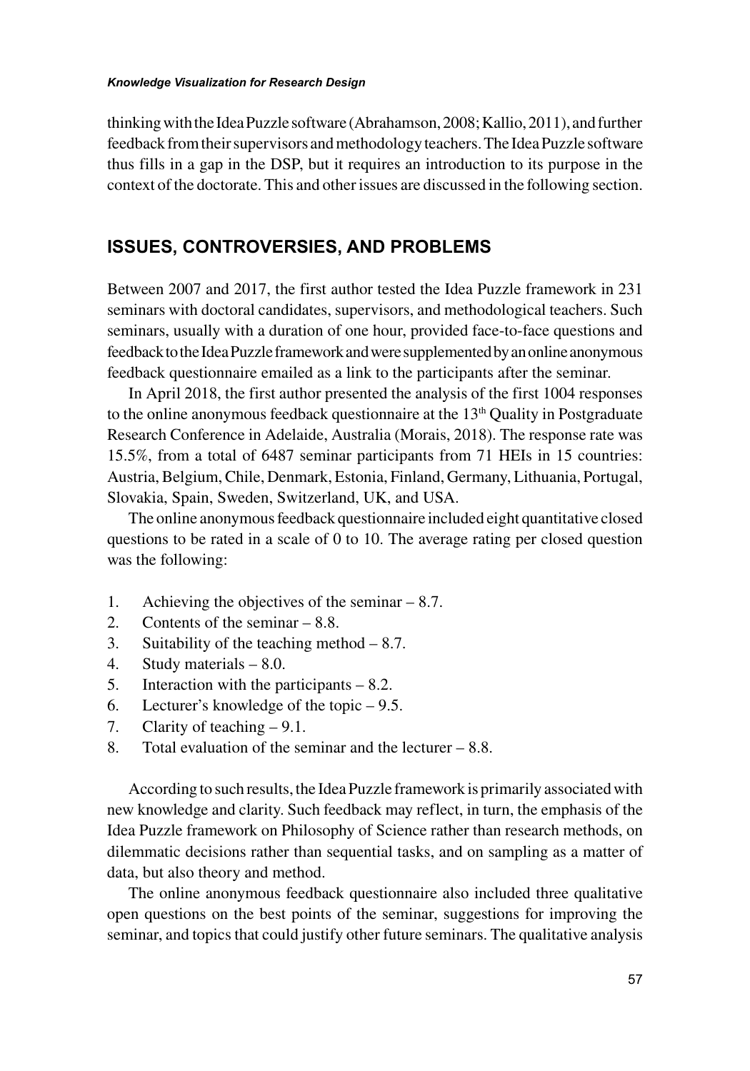thinking with the Idea Puzzle software (Abrahamson, 2008; Kallio, 2011), and further feedback from their supervisors and methodology teachers. The Idea Puzzle software thus fills in a gap in the DSP, but it requires an introduction to its purpose in the context of the doctorate. This and other issues are discussed in the following section.

## ISSUES, CONTROVERSIES, AND PROBLEMS

Between 2007 and 2017, the first author tested the Idea Puzzle framework in 231 seminars with doctoral candidates, supervisors, and methodological teachers. Such seminars, usually with a duration of one hour, provided face-to-face questions and feedback to the Idea Puzzle framework and were supplemented by an online anonymous feedback questionnaire emailed as a link to the participants after the seminar.

In April 2018, the first author presented the analysis of the first 1004 responses to the online anonymous feedback questionnaire at the 13th Quality in Postgraduate Research Conference in Adelaide, Australia (Morais, 2018). The response rate was 15.5%, from a total of 6487 seminar participants from 71 HEIs in 15 countries: Austria, Belgium, Chile, Denmark, Estonia, Finland, Germany, Lithuania, Portugal, Slovakia, Spain, Sweden, Switzerland, UK, and USA.

The online anonymous feedback questionnaire included eight quantitative closed questions to be rated in a scale of 0 to 10. The average rating per closed question was the following:

1. Achieving the objectives of the seminar – 8.7.
2. Contents of the seminar – 8.8.
3. Suitability of the teaching method – 8.7.
4. Study materials – 8.0.
5. Interaction with the participants – 8.2.
6. Lecturer's knowledge of the topic – 9.5.
7. Clarity of teaching – 9.1.
8. Total evaluation of the seminar and the lecturer – 8.8.

According to such results, the Idea Puzzle framework is primarily associated with new knowledge and clarity. Such feedback may reflect, in turn, the emphasis of the Idea Puzzle framework on Philosophy of Science rather than research methods, on dilemmatic decisions rather than sequential tasks, and on sampling as a matter of data, but also theory and method.

The online anonymous feedback questionnaire also included three qualitative open questions on the best points of the seminar, suggestions for improving the seminar, and topics that could justify other future seminars. The qualitative analysis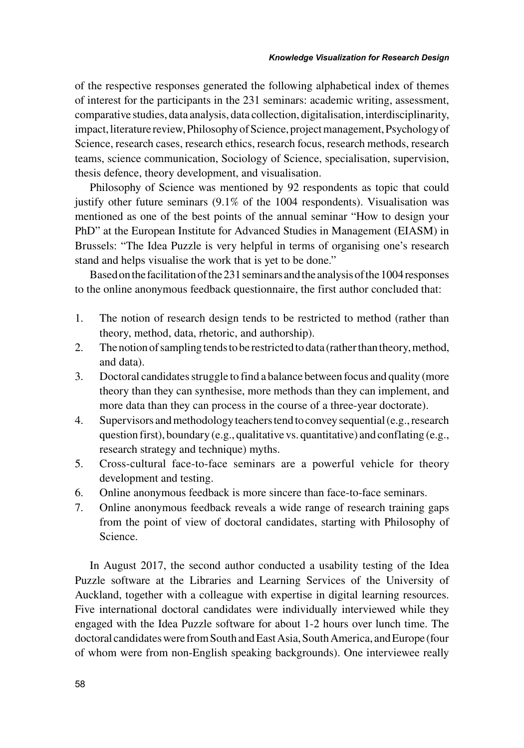of the respective responses generated the following alphabetical index of themes of interest for the participants in the 231 seminars: academic writing, assessment, comparative studies, data analysis, data collection, digitalisation, interdisciplinarity, impact, literature review, Philosophy of Science, project management, Psychology of Science, research cases, research ethics, research focus, research methods, research teams, science communication, Sociology of Science, specialisation, supervision, thesis defence, theory development, and visualisation.

Philosophy of Science was mentioned by 92 respondents as topic that could justify other future seminars (9.1% of the 1004 respondents). Visualisation was mentioned as one of the best points of the annual seminar "How to design your PhD" at the European Institute for Advanced Studies in Management (EIASM) in Brussels: "The Idea Puzzle is very helpful in terms of organising one's research stand and helps visualise the work that is yet to be done."

Based on the facilitation of the 231 seminars and the analysis of the 1004 responses to the online anonymous feedback questionnaire, the first author concluded that:

1. The notion of research design tends to be restricted to method (rather than theory, method, data, rhetoric, and authorship).
2. The notion of sampling tends to be restricted to data (rather than theory, method, and data).
3. Doctoral candidates struggle to find a balance between focus and quality (more theory than they can synthesise, more methods than they can implement, and more data than they can process in the course of a three-year doctorate).
4. Supervisors and methodology teachers tend to convey sequential (e.g., research question first), boundary (e.g., qualitative vs. quantitative) and conflating (e.g., research strategy and technique) myths.
5. Cross-cultural face-to-face seminars are a powerful vehicle for theory development and testing.
6. Online anonymous feedback is more sincere than face-to-face seminars.
7. Online anonymous feedback reveals a wide range of research training gaps from the point of view of doctoral candidates, starting with Philosophy of Science.

In August 2017, the second author conducted a usability testing of the Idea Puzzle software at the Libraries and Learning Services of the University of Auckland, together with a colleague with expertise in digital learning resources. Five international doctoral candidates were individually interviewed while they engaged with the Idea Puzzle software for about 1-2 hours over lunch time. The doctoral candidates were from South and East Asia, South America, and Europe (four of whom were from non-English speaking backgrounds). One interviewee really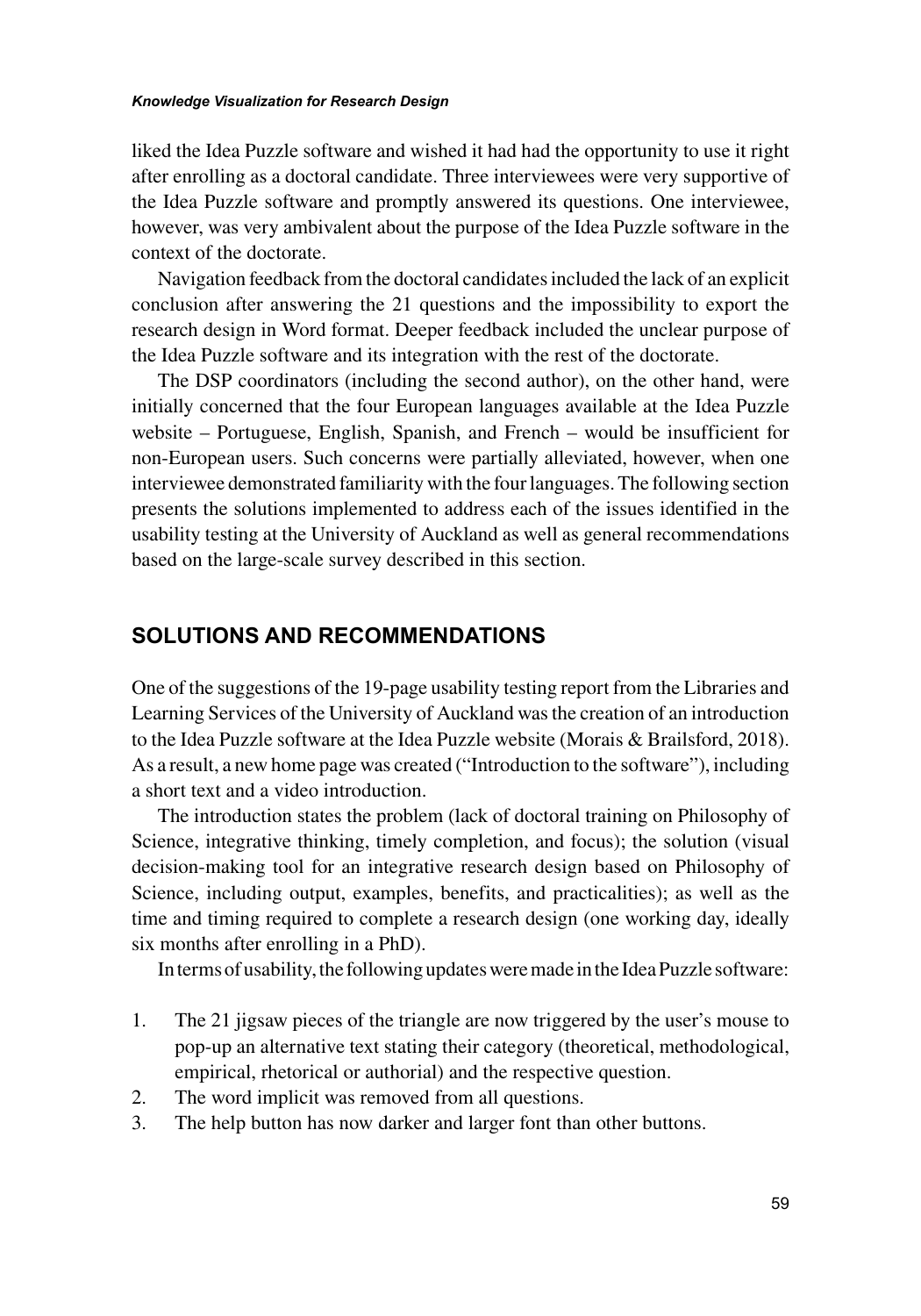liked the Idea Puzzle software and wished it had had the opportunity to use it right after enrolling as a doctoral candidate. Three interviewees were very supportive of the Idea Puzzle software and promptly answered its questions. One interviewee, however, was very ambivalent about the purpose of the Idea Puzzle software in the context of the doctorate.

Navigation feedback from the doctoral candidates included the lack of an explicit conclusion after answering the 21 questions and the impossibility to export the research design in Word format. Deeper feedback included the unclear purpose of the Idea Puzzle software and its integration with the rest of the doctorate.

The DSP coordinators (including the second author), on the other hand, were initially concerned that the four European languages available at the Idea Puzzle website – Portuguese, English, Spanish, and French – would be insufficient for non-European users. Such concerns were partially alleviated, however, when one interviewee demonstrated familiarity with the four languages. The following section presents the solutions implemented to address each of the issues identified in the usability testing at the University of Auckland as well as general recommendations based on the large-scale survey described in this section.

## SOLUTIONS AND RECOMMENDATIONS

One of the suggestions of the 19-page usability testing report from the Libraries and Learning Services of the University of Auckland was the creation of an introduction to the Idea Puzzle software at the Idea Puzzle website (Morais & Brailsford, 2018). As a result, a new home page was created ("Introduction to the software"), including a short text and a video introduction.

The introduction states the problem (lack of doctoral training on Philosophy of Science, integrative thinking, timely completion, and focus); the solution (visual decision-making tool for an integrative research design based on Philosophy of Science, including output, examples, benefits, and practicalities); as well as the time and timing required to complete a research design (one working day, ideally six months after enrolling in a PhD).

In terms of usability, the following updates were made in the Idea Puzzle software:

1. The 21 jigsaw pieces of the triangle are now triggered by the user's mouse to pop-up an alternative text stating their category (theoretical, methodological, empirical, rhetorical or authorial) and the respective question.
2. The word implicit was removed from all questions.
3. The help button has now darker and larger font than other buttons.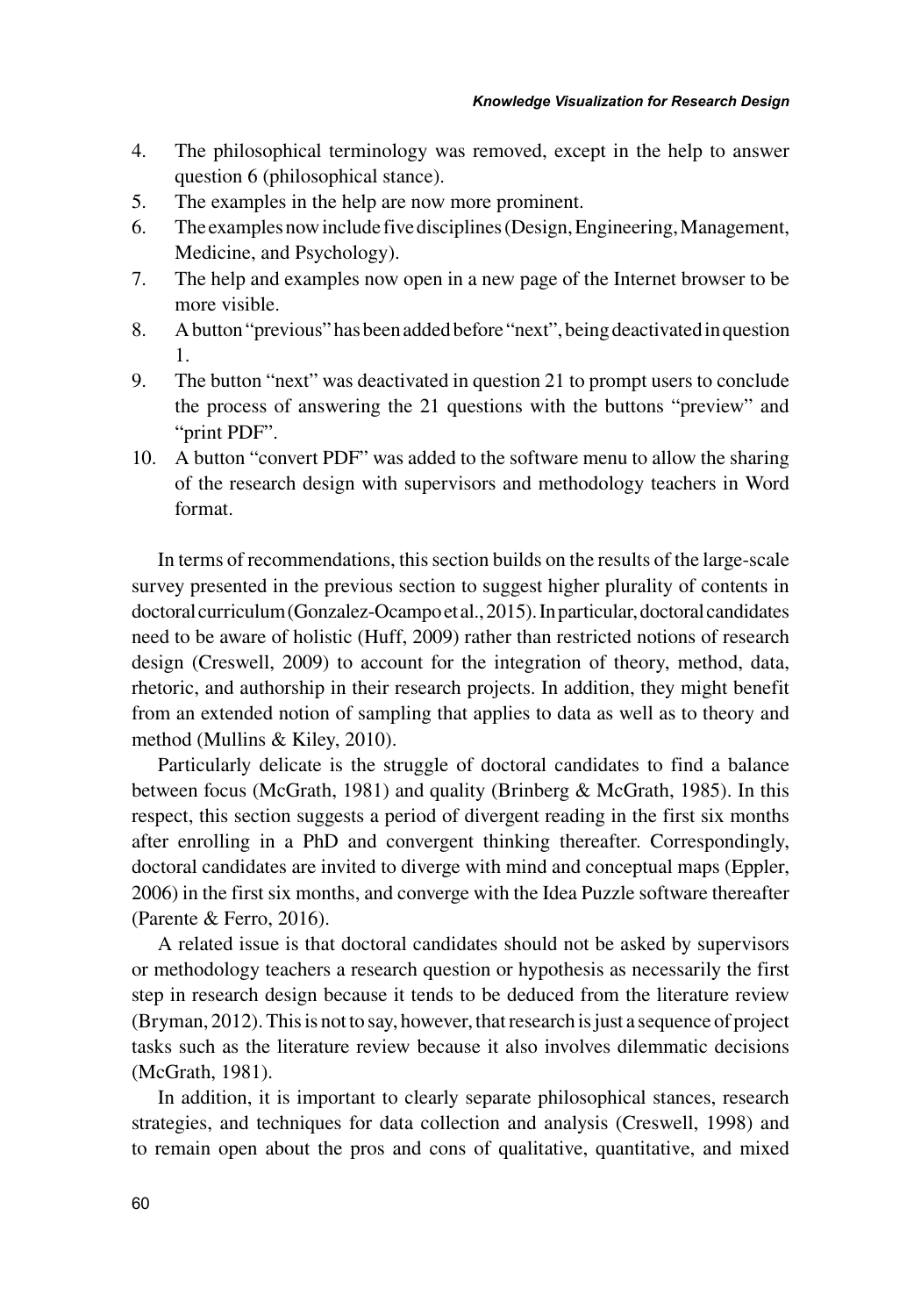4. The philosophical terminology was removed, except in the help to answer question 6 (philosophical stance).
5. The examples in the help are now more prominent.
6. The examples now include five disciplines (Design, Engineering, Management, Medicine, and Psychology).
7. The help and examples now open in a new page of the Internet browser to be more visible.
8. A button "previous" has been added before "next", being deactivated in question 1.
9. The button "next" was deactivated in question 21 to prompt users to conclude the process of answering the 21 questions with the buttons "preview" and "print PDF".
10. A button "convert PDF" was added to the software menu to allow the sharing of the research design with supervisors and methodology teachers in Word format.

In terms of recommendations, this section builds on the results of the large-scale survey presented in the previous section to suggest higher plurality of contents in doctoral curriculum (Gonzalez-Ocampo et al., 2015). In particular, doctoral candidates need to be aware of holistic (Huff, 2009) rather than restricted notions of research design (Creswell, 2009) to account for the integration of theory, method, data, rhetoric, and authorship in their research projects. In addition, they might benefit from an extended notion of sampling that applies to data as well as to theory and method (Mullins & Kiley, 2010).

Particularly delicate is the struggle of doctoral candidates to find a balance between focus (McGrath, 1981) and quality (Brinberg & McGrath, 1985). In this respect, this section suggests a period of divergent reading in the first six months after enrolling in a PhD and convergent thinking thereafter. Correspondingly, doctoral candidates are invited to diverge with mind and conceptual maps (Eppler, 2006) in the first six months, and converge with the Idea Puzzle software thereafter (Parente & Ferro, 2016).

A related issue is that doctoral candidates should not be asked by supervisors or methodology teachers a research question or hypothesis as necessarily the first step in research design because it tends to be deduced from the literature review (Bryman, 2012). This is not to say, however, that research is just a sequence of project tasks such as the literature review because it also involves dilemmatic decisions (McGrath, 1981).

In addition, it is important to clearly separate philosophical stances, research strategies, and techniques for data collection and analysis (Creswell, 1998) and to remain open about the pros and cons of qualitative, quantitative, and mixed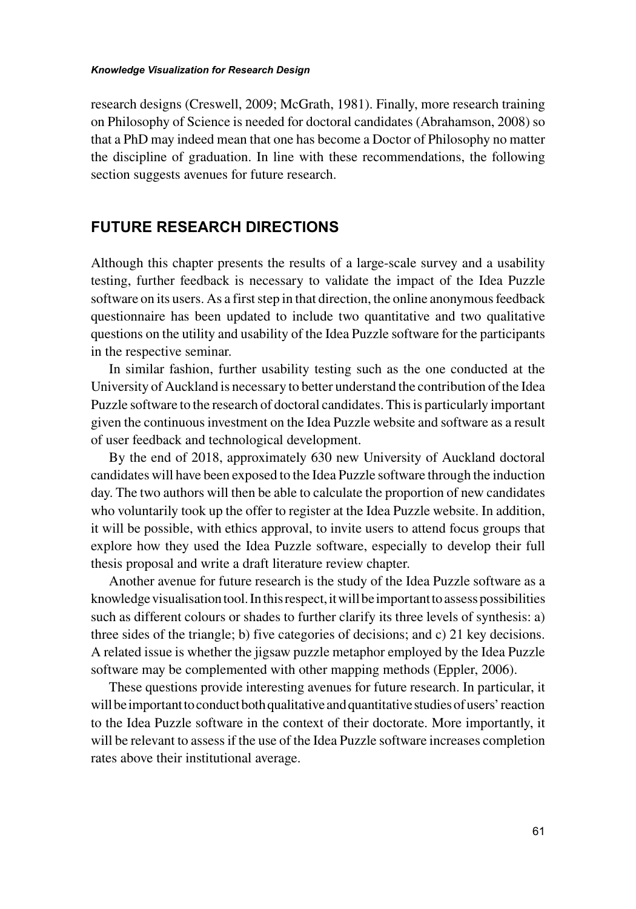research designs (Creswell, 2009; McGrath, 1981). Finally, more research training on Philosophy of Science is needed for doctoral candidates (Abrahamson, 2008) so that a PhD may indeed mean that one has become a Doctor of Philosophy no matter the discipline of graduation. In line with these recommendations, the following section suggests avenues for future research.

## FUTURE RESEARCH DIRECTIONS

Although this chapter presents the results of a large-scale survey and a usability testing, further feedback is necessary to validate the impact of the Idea Puzzle software on its users. As a first step in that direction, the online anonymous feedback questionnaire has been updated to include two quantitative and two qualitative questions on the utility and usability of the Idea Puzzle software for the participants in the respective seminar.

In similar fashion, further usability testing such as the one conducted at the University of Auckland is necessary to better understand the contribution of the Idea Puzzle software to the research of doctoral candidates. This is particularly important given the continuous investment on the Idea Puzzle website and software as a result of user feedback and technological development.

By the end of 2018, approximately 630 new University of Auckland doctoral candidates will have been exposed to the Idea Puzzle software through the induction day. The two authors will then be able to calculate the proportion of new candidates who voluntarily took up the offer to register at the Idea Puzzle website. In addition, it will be possible, with ethics approval, to invite users to attend focus groups that explore how they used the Idea Puzzle software, especially to develop their full thesis proposal and write a draft literature review chapter.

Another avenue for future research is the study of the Idea Puzzle software as a knowledge visualisation tool. In this respect, it will be important to assess possibilities such as different colours or shades to further clarify its three levels of synthesis: a) three sides of the triangle; b) five categories of decisions; and c) 21 key decisions. A related issue is whether the jigsaw puzzle metaphor employed by the Idea Puzzle software may be complemented with other mapping methods (Eppler, 2006).

These questions provide interesting avenues for future research. In particular, it will be important to conduct both qualitative and quantitative studies of users' reaction to the Idea Puzzle software in the context of their doctorate. More importantly, it will be relevant to assess if the use of the Idea Puzzle software increases completion rates above their institutional average.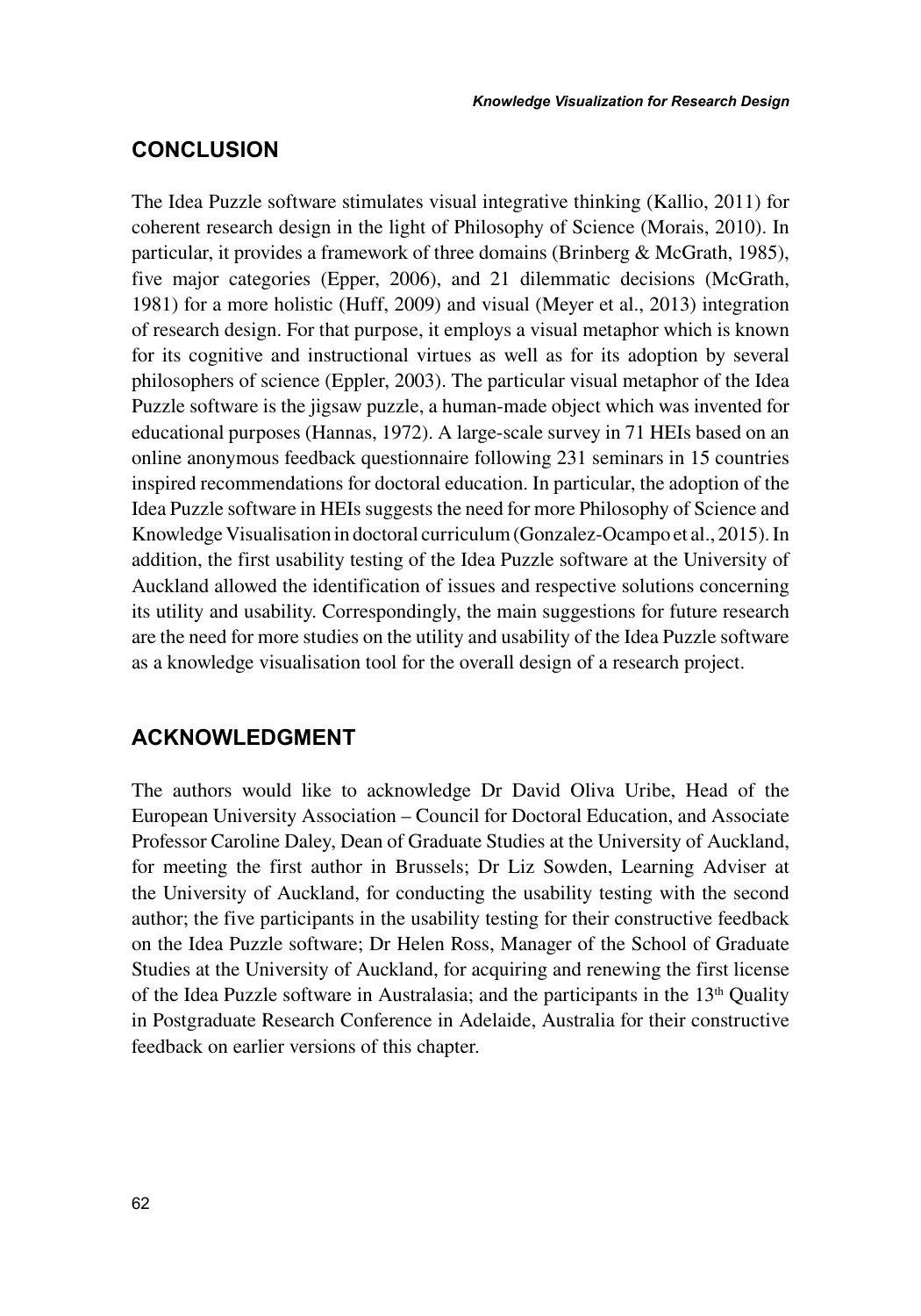## CONCLUSION

The Idea Puzzle software stimulates visual integrative thinking (Kallio, 2011) for coherent research design in the light of Philosophy of Science (Morais, 2010). In particular, it provides a framework of three domains (Brinberg & McGrath, 1985), five major categories (Epper, 2006), and 21 dilemmatic decisions (McGrath, 1981) for a more holistic (Huff, 2009) and visual (Meyer et al., 2013) integration of research design. For that purpose, it employs a visual metaphor which is known for its cognitive and instructional virtues as well as for its adoption by several philosophers of science (Eppler, 2003). The particular visual metaphor of the Idea Puzzle software is the jigsaw puzzle, a human-made object which was invented for educational purposes (Hannas, 1972). A large-scale survey in 71 HEIs based on an online anonymous feedback questionnaire following 231 seminars in 15 countries inspired recommendations for doctoral education. In particular, the adoption of the Idea Puzzle software in HEIs suggests the need for more Philosophy of Science and Knowledge Visualisation in doctoral curriculum (Gonzalez-Ocampo et al., 2015). In addition, the first usability testing of the Idea Puzzle software at the University of Auckland allowed the identification of issues and respective solutions concerning its utility and usability. Correspondingly, the main suggestions for future research are the need for more studies on the utility and usability of the Idea Puzzle software as a knowledge visualisation tool for the overall design of a research project.

## ACKNOWLEDGMENT

The authors would like to acknowledge Dr David Oliva Uribe, Head of the European University Association – Council for Doctoral Education, and Associate Professor Caroline Daley, Dean of Graduate Studies at the University of Auckland, for meeting the first author in Brussels; Dr Liz Sowden, Learning Adviser at the University of Auckland, for conducting the usability testing with the second author; the five participants in the usability testing for their constructive feedback on the Idea Puzzle software; Dr Helen Ross, Manager of the School of Graduate Studies at the University of Auckland, for acquiring and renewing the first license of the Idea Puzzle software in Australasia; and the participants in the 13th Quality in Postgraduate Research Conference in Adelaide, Australia for their constructive feedback on earlier versions of this chapter.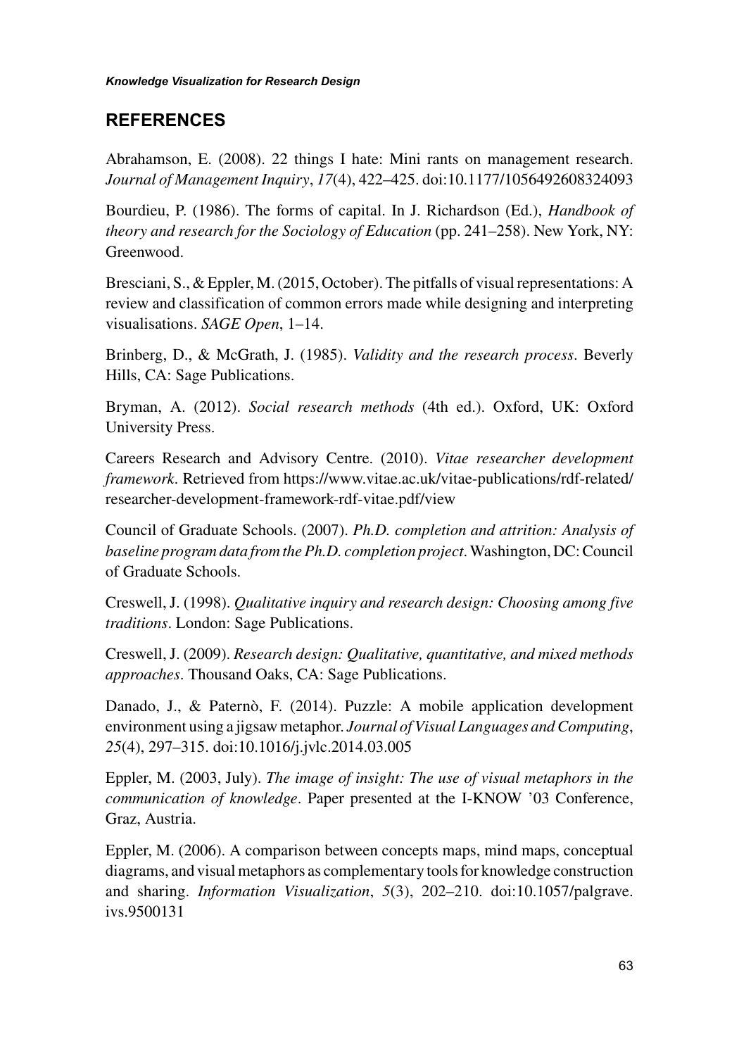## REFERENCES

Abrahamson, E. (2008). 22 things I hate: Mini rants on management research. *Journal of Management Inquiry*, *17*(4), 422–425. doi:10.1177/1056492608324093

Bourdieu, P. (1986). The forms of capital. In J. Richardson (Ed.), *Handbook of theory and research for the Sociology of Education* (pp. 241–258). New York, NY: Greenwood.

Bresciani, S., & Eppler, M. (2015, October). The pitfalls of visual representations: A review and classification of common errors made while designing and interpreting visualisations. *SAGE Open*, 1–14.

Brinberg, D., & McGrath, J. (1985). *Validity and the research process*. Beverly Hills, CA: Sage Publications.

Bryman, A. (2012). *Social research methods* (4th ed.). Oxford, UK: Oxford University Press.

Careers Research and Advisory Centre. (2010). *Vitae researcher development framework*. Retrieved from https://www.vitae.ac.uk/vitae-publications/rdf-related/researcher-development-framework-rdf-vitae.pdf/view

Council of Graduate Schools. (2007). *Ph.D. completion and attrition: Analysis of baseline program data from the Ph.D. completion project*. Washington, DC: Council of Graduate Schools.

Creswell, J. (1998). *Qualitative inquiry and research design: Choosing among five traditions*. London: Sage Publications.

Creswell, J. (2009). *Research design: Qualitative, quantitative, and mixed methods approaches*. Thousand Oaks, CA: Sage Publications.

Danado, J., & Paternò, F. (2014). Puzzle: A mobile application development environment using a jigsaw metaphor. *Journal of Visual Languages and Computing*, *25*(4), 297–315. doi:10.1016/j.jvlc.2014.03.005

Eppler, M. (2003, July). *The image of insight: The use of visual metaphors in the communication of knowledge*. Paper presented at the I-KNOW '03 Conference, Graz, Austria.

Eppler, M. (2006). A comparison between concepts maps, mind maps, conceptual diagrams, and visual metaphors as complementary tools for knowledge construction and sharing. *Information Visualization*, *5*(3), 202–210. doi:10.1057/palgrave.ivs.9500131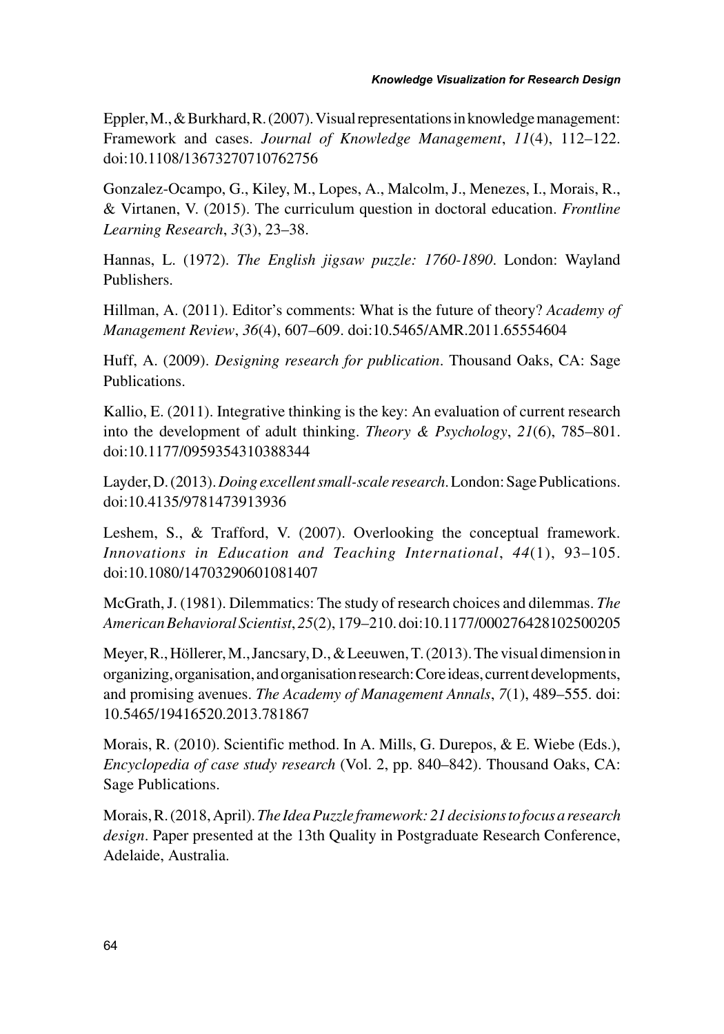Eppler, M., & Burkhard, R. (2007). Visual representations in knowledge management: Framework and cases. *Journal of Knowledge Management*, *11*(4), 112–122. doi:10.1108/13673270710762756

Gonzalez-Ocampo, G., Kiley, M., Lopes, A., Malcolm, J., Menezes, I., Morais, R., & Virtanen, V. (2015). The curriculum question in doctoral education. *Frontline Learning Research*, *3*(3), 23–38.

Hannas, L. (1972). *The English jigsaw puzzle: 1760-1890*. London: Wayland Publishers.

Hillman, A. (2011). Editor's comments: What is the future of theory? *Academy of Management Review*, *36*(4), 607–609. doi:10.5465/AMR.2011.65554604

Huff, A. (2009). *Designing research for publication*. Thousand Oaks, CA: Sage Publications.

Kallio, E. (2011). Integrative thinking is the key: An evaluation of current research into the development of adult thinking. *Theory & Psychology*, *21*(6), 785–801. doi:10.1177/0959354310388344

Layder, D. (2013). *Doing excellent small-scale research*. London: Sage Publications. doi:10.4135/9781473913936

Leshem, S., & Trafford, V. (2007). Overlooking the conceptual framework. *Innovations in Education and Teaching International*, *44*(1), 93–105. doi:10.1080/14703290601081407

McGrath, J. (1981). Dilemmatics: The study of research choices and dilemmas. *The American Behavioral Scientist*, *25*(2), 179–210. doi:10.1177/000276428102500205

Meyer, R., Höllerer, M., Jancsary, D., & Leeuwen, T. (2013). The visual dimension in organizing, organisation, and organisation research: Core ideas, current developments, and promising avenues. *The Academy of Management Annals*, *7*(1), 489–555. doi: 10.5465/19416520.2013.781867

Morais, R. (2010). Scientific method. In A. Mills, G. Durepos, & E. Wiebe (Eds.), *Encyclopedia of case study research* (Vol. 2, pp. 840–842). Thousand Oaks, CA: Sage Publications.

Morais, R. (2018, April). *The Idea Puzzle framework: 21 decisions to focus a research design*. Paper presented at the 13th Quality in Postgraduate Research Conference, Adelaide, Australia.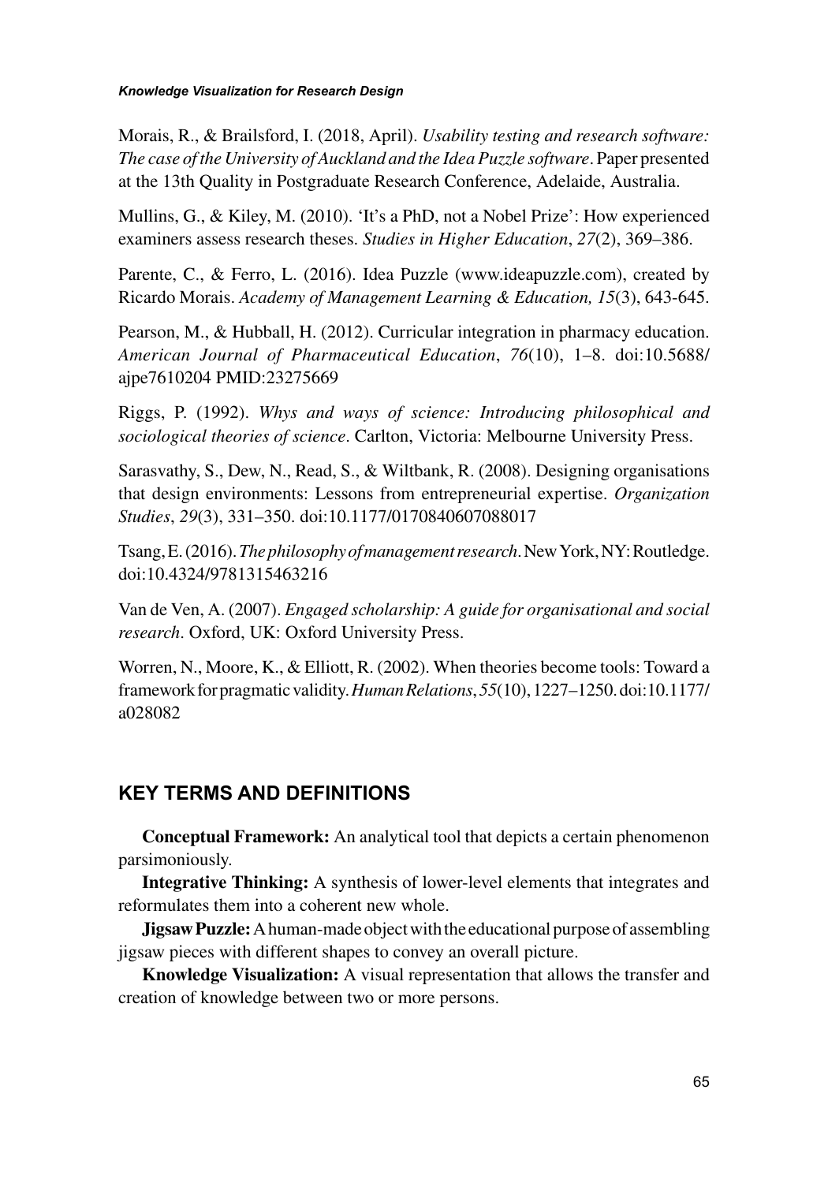Morais, R., & Brailsford, I. (2018, April). *Usability testing and research software: The case of the University of Auckland and the Idea Puzzle software*. Paper presented at the 13th Quality in Postgraduate Research Conference, Adelaide, Australia.

Mullins, G., & Kiley, M. (2010). 'It's a PhD, not a Nobel Prize': How experienced examiners assess research theses. *Studies in Higher Education*, *27*(2), 369–386.

Parente, C., & Ferro, L. (2016). Idea Puzzle (www.ideapuzzle.com), created by Ricardo Morais. *Academy of Management Learning & Education, 15*(3), 643-645.

Pearson, M., & Hubball, H. (2012). Curricular integration in pharmacy education. *American Journal of Pharmaceutical Education*, *76*(10), 1–8. doi:10.5688/ajpe7610204 PMID:23275669

Riggs, P. (1992). *Whys and ways of science: Introducing philosophical and sociological theories of science*. Carlton, Victoria: Melbourne University Press.

Sarasvathy, S., Dew, N., Read, S., & Wiltbank, R. (2008). Designing organisations that design environments: Lessons from entrepreneurial expertise. *Organization Studies*, *29*(3), 331–350. doi:10.1177/0170840607088017

Tsang, E. (2016). *The philosophy of management research*. New York, NY: Routledge. doi:10.4324/9781315463216

Van de Ven, A. (2007). *Engaged scholarship: A guide for organisational and social research*. Oxford, UK: Oxford University Press.

Worren, N., Moore, K., & Elliott, R. (2002). When theories become tools: Toward a framework for pragmatic validity. *Human Relations*, *55*(10), 1227–1250. doi:10.1177/a028082

## KEY TERMS AND DEFINITIONS

**Conceptual Framework:** An analytical tool that depicts a certain phenomenon parsimoniously.

**Integrative Thinking:** A synthesis of lower-level elements that integrates and reformulates them into a coherent new whole.

**Jigsaw Puzzle:** A human-made object with the educational purpose of assembling jigsaw pieces with different shapes to convey an overall picture.

**Knowledge Visualization:** A visual representation that allows the transfer and creation of knowledge between two or more persons.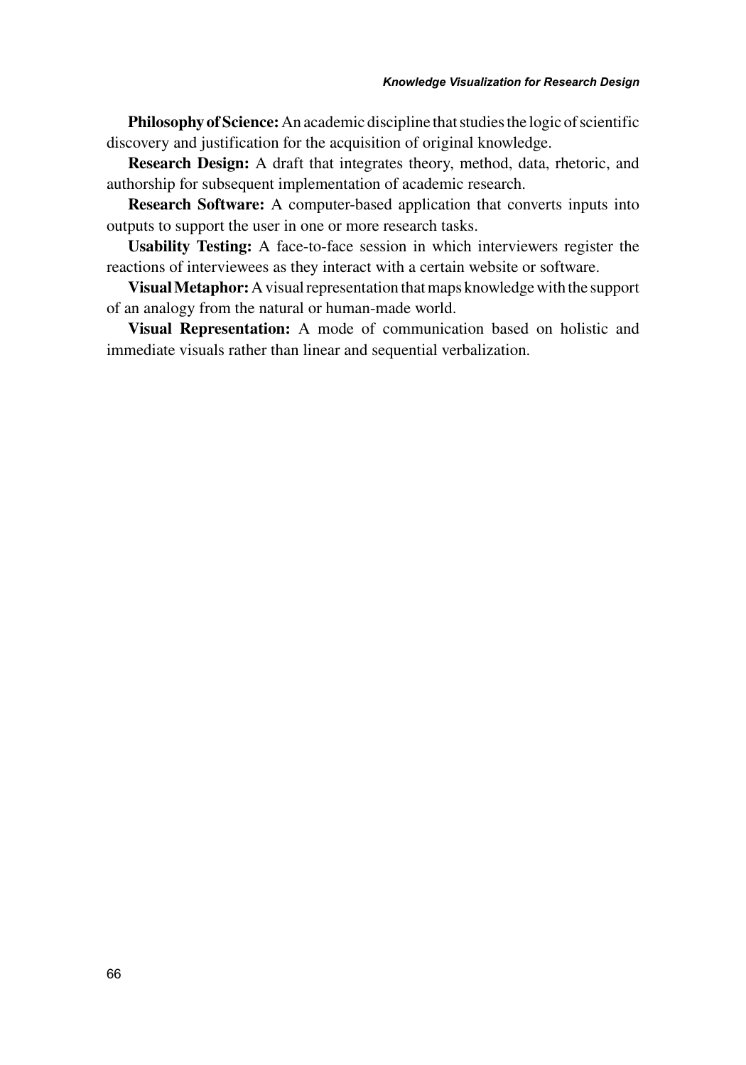**Philosophy of Science:** An academic discipline that studies the logic of scientific discovery and justification for the acquisition of original knowledge.

**Research Design:** A draft that integrates theory, method, data, rhetoric, and authorship for subsequent implementation of academic research.

**Research Software:** A computer-based application that converts inputs into outputs to support the user in one or more research tasks.

**Usability Testing:** A face-to-face session in which interviewers register the reactions of interviewees as they interact with a certain website or software.

**Visual Metaphor:** A visual representation that maps knowledge with the support of an analogy from the natural or human-made world.

**Visual Representation:** A mode of communication based on holistic and immediate visuals rather than linear and sequential verbalization.